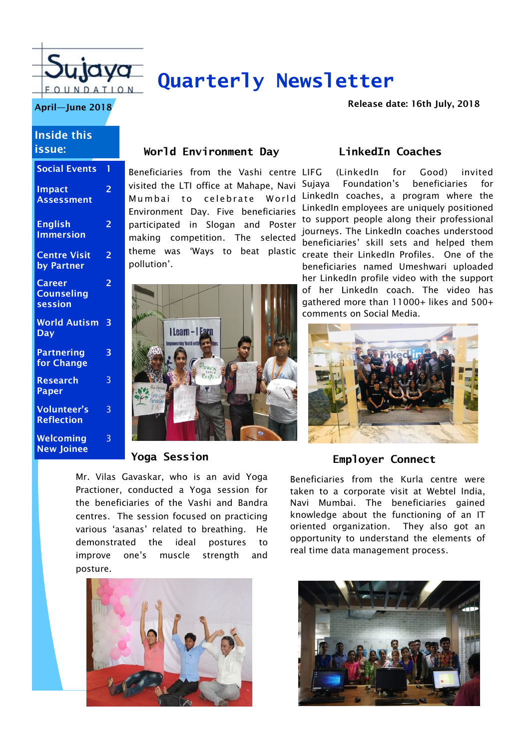Sujaya FOUNDATION

# Quarterly Newsletter

April—June 2018

Release date: 16th July, 2018

## Inside this issue:

| | |
|---|---|
| Social Events | 1 |
| Impact Assessment | 2 |
| English Immersion | 2 |
| Centre Visit by Partner | 2 |
| Career Counseling session | 2 |
| World Autism Day | 3 |
| Partnering for Change | 3 |
| Research Paper | 3 |
| Volunteer's Reflection | 3 |
| Welcoming New Joinee | 3 |

## World Environment Day

Beneficiaries from the Vashi centre visited the LTI office at Mahape, Navi Mumbai to celebrate World Environment Day. Five beneficiaries participated in Slogan and Poster making competition. The selected theme was 'Ways to beat plastic pollution'.

## LinkedIn Coaches

LIFG (LinkedIn for Good) invited Sujaya Foundation's beneficiaries for LinkedIn coaches, a program where the LinkedIn employees are uniquely positioned to support people along their professional journeys. The LinkedIn coaches understood beneficiaries' skill sets and helped them create their LinkedIn Profiles. One of the beneficiaries named Umeshwari uploaded her LinkedIn profile video with the support of her LinkedIn coach. The video has gathered more than 11000+ likes and 500+ comments on Social Media.

## Yoga Session

Mr. Vilas Gavaskar, who is an avid Yoga Practioner, conducted a Yoga session for the beneficiaries of the Vashi and Bandra centres. The session focused on practicing various 'asanas' related to breathing. He demonstrated the ideal postures to improve one's muscle strength and posture.

## Employer Connect

Beneficiaries from the Kurla centre were taken to a corporate visit at Webtel India, Navi Mumbai. The beneficiaries gained knowledge about the functioning of an IT oriented organization. They also got an opportunity to understand the elements of real time data management process.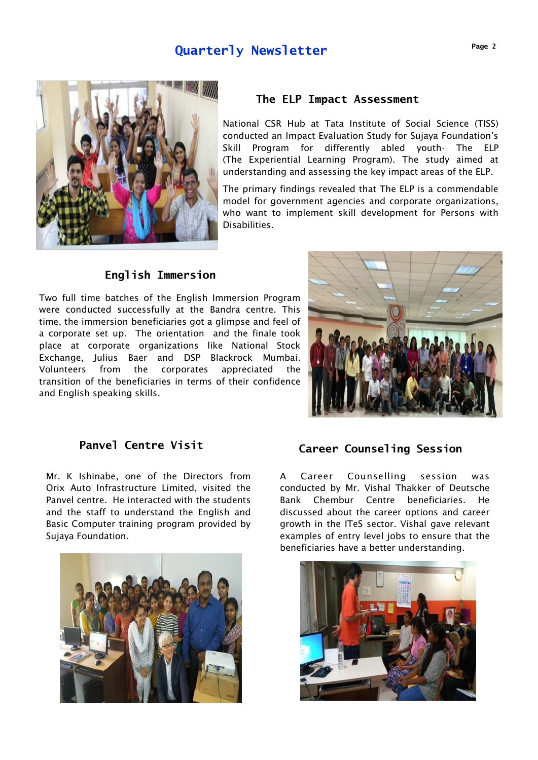## The ELP Impact Assessment

National CSR Hub at Tata Institute of Social Science (TISS) conducted an Impact Evaluation Study for Sujaya Foundation's Skill Program for differently abled youth- The ELP (The Experiential Learning Program). The study aimed at understanding and assessing the key impact areas of the ELP.

The primary findings revealed that The ELP is a commendable model for government agencies and corporate organizations, who want to implement skill development for Persons with Disabilities.

## English Immersion

Two full time batches of the English Immersion Program were conducted successfully at the Bandra centre. This time, the immersion beneficiaries got a glimpse and feel of a corporate set up. The orientation and the finale took place at corporate organizations like National Stock Exchange, Julius Baer and DSP Blackrock Mumbai. Volunteers from the corporates appreciated the transition of the beneficiaries in terms of their confidence and English speaking skills.

## Panvel Centre Visit

Mr. K Ishinabe, one of the Directors from Orix Auto Infrastructure Limited, visited the Panvel centre. He interacted with the students and the staff to understand the English and Basic Computer training program provided by Sujaya Foundation.

## Career Counseling Session

A Career Counselling session was conducted by Mr. Vishal Thakker of Deutsche Bank Chembur Centre beneficiaries. He discussed about the career options and career growth in the ITeS sector. Vishal gave relevant examples of entry level jobs to ensure that the beneficiaries have a better understanding.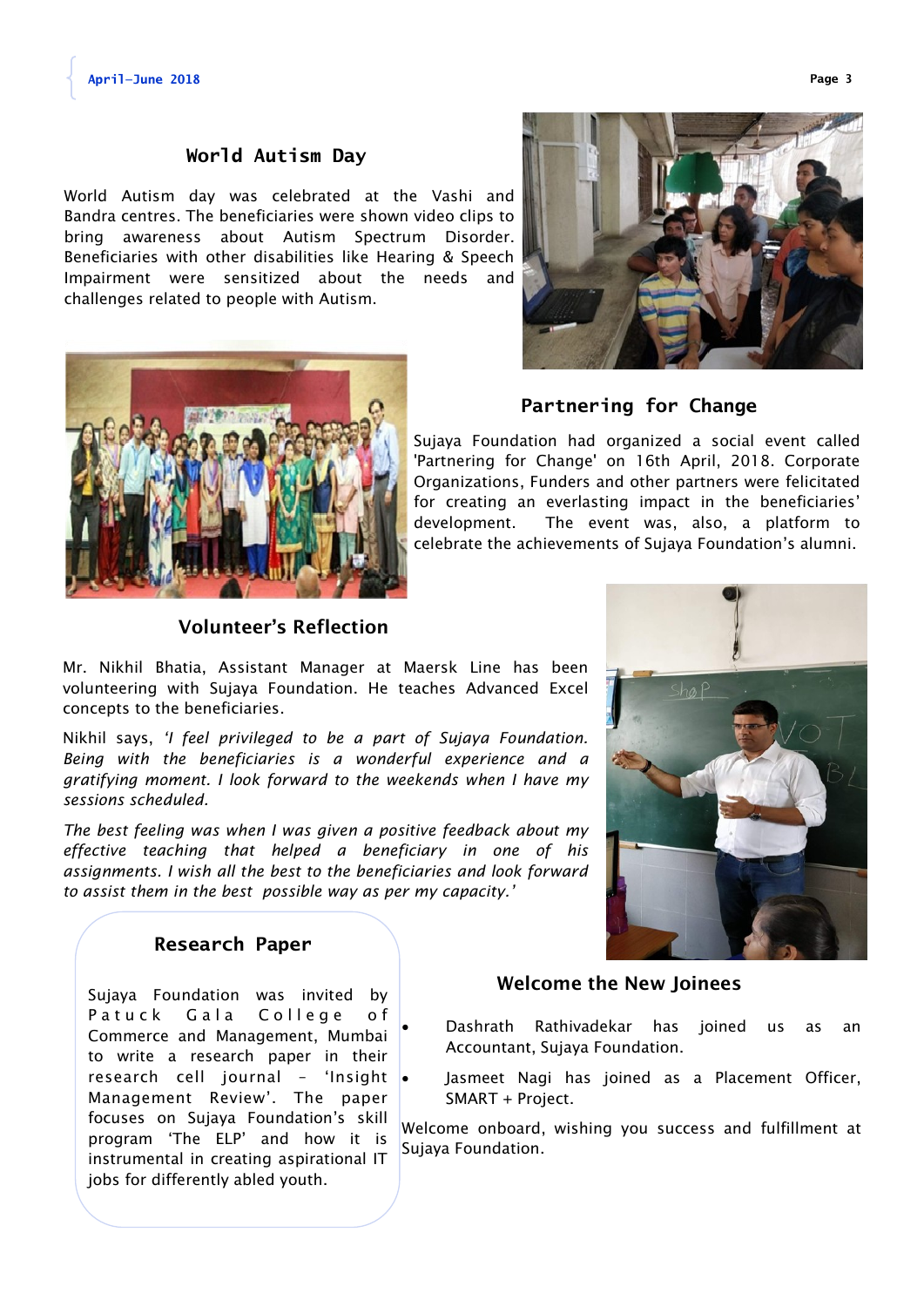## World Autism Day

World Autism day was celebrated at the Vashi and Bandra centres. The beneficiaries were shown video clips to bring awareness about Autism Spectrum Disorder. Beneficiaries with other disabilities like Hearing & Speech Impairment were sensitized about the needs and challenges related to people with Autism.

## Partnering for Change

Sujaya Foundation had organized a social event called 'Partnering for Change' on 16th April, 2018. Corporate Organizations, Funders and other partners were felicitated for creating an everlasting impact in the beneficiaries' development. The event was, also, a platform to celebrate the achievements of Sujaya Foundation's alumni.

## Volunteer's Reflection

Mr. Nikhil Bhatia, Assistant Manager at Maersk Line has been volunteering with Sujaya Foundation. He teaches Advanced Excel concepts to the beneficiaries.

Nikhil says, *'I feel privileged to be a part of Sujaya Foundation. Being with the beneficiaries is a wonderful experience and a gratifying moment. I look forward to the weekends when I have my sessions scheduled.*

*The best feeling was when I was given a positive feedback about my effective teaching that helped a beneficiary in one of his assignments. I wish all the best to the beneficiaries and look forward to assist them in the best possible way as per my capacity.'*

## Research Paper

Sujaya Foundation was invited by Patuck Gala College of Commerce and Management, Mumbai to write a research paper in their research cell journal – 'Insight Management Review'. The paper focuses on Sujaya Foundation's skill program 'The ELP' and how it is instrumental in creating aspirational IT jobs for differently abled youth.

## Welcome the New Joinees

- Dashrath Rathivadekar has joined us as an Accountant, Sujaya Foundation.
- Jasmeet Nagi has joined as a Placement Officer, SMART + Project.

Welcome onboard, wishing you success and fulfillment at Sujaya Foundation.